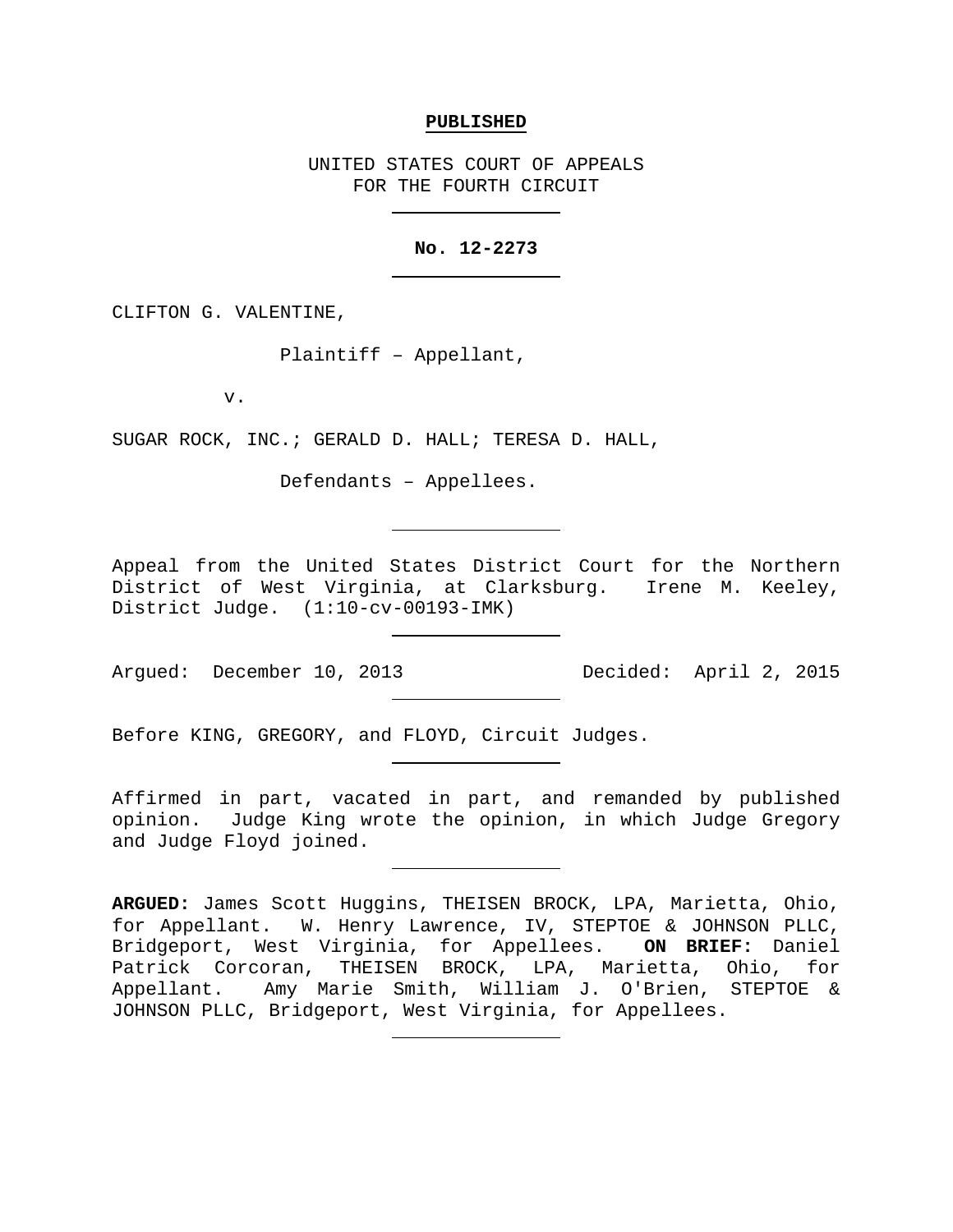**PUBLISHED**

UNITED STATES COURT OF APPEALS
FOR THE FOURTH CIRCUIT

---

**No. 12-2273**

---

CLIFTON G. VALENTINE,

Plaintiff – Appellant,

v.

SUGAR ROCK, INC.; GERALD D. HALL; TERESA D. HALL,

Defendants – Appellees.

---

Appeal from the United States District Court for the Northern District of West Virginia, at Clarksburg. Irene M. Keeley, District Judge. (1:10-cv-00193-IMK)

---

Argued: December 10, 2013 Decided: April 2, 2015

---

Before KING, GREGORY, and FLOYD, Circuit Judges.

---

Affirmed in part, vacated in part, and remanded by published opinion. Judge King wrote the opinion, in which Judge Gregory and Judge Floyd joined.

---

**ARGUED:** James Scott Huggins, THEISEN BROCK, LPA, Marietta, Ohio, for Appellant. W. Henry Lawrence, IV, STEPTOE & JOHNSON PLLC, Bridgeport, West Virginia, for Appellees. **ON BRIEF:** Daniel Patrick Corcoran, THEISEN BROCK, LPA, Marietta, Ohio, for Appellant. Amy Marie Smith, William J. O'Brien, STEPTOE & JOHNSON PLLC, Bridgeport, West Virginia, for Appellees.

---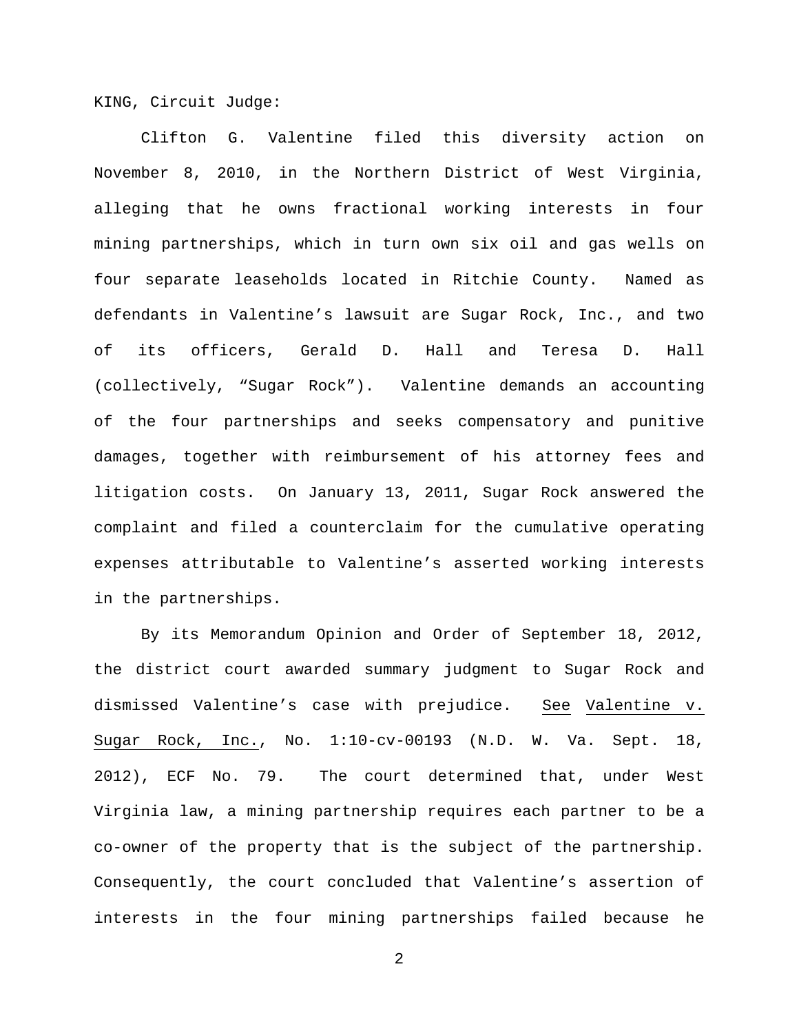KING, Circuit Judge:

Clifton G. Valentine filed this diversity action on November 8, 2010, in the Northern District of West Virginia, alleging that he owns fractional working interests in four mining partnerships, which in turn own six oil and gas wells on four separate leaseholds located in Ritchie County. Named as defendants in Valentine's lawsuit are Sugar Rock, Inc., and two of its officers, Gerald D. Hall and Teresa D. Hall (collectively, "Sugar Rock"). Valentine demands an accounting of the four partnerships and seeks compensatory and punitive damages, together with reimbursement of his attorney fees and litigation costs. On January 13, 2011, Sugar Rock answered the complaint and filed a counterclaim for the cumulative operating expenses attributable to Valentine's asserted working interests in the partnerships.

By its Memorandum Opinion and Order of September 18, 2012, the district court awarded summary judgment to Sugar Rock and dismissed Valentine's case with prejudice. See Valentine v. Sugar Rock, Inc., No. 1:10-cv-00193 (N.D. W. Va. Sept. 18, 2012), ECF No. 79. The court determined that, under West Virginia law, a mining partnership requires each partner to be a co-owner of the property that is the subject of the partnership. Consequently, the court concluded that Valentine's assertion of interests in the four mining partnerships failed because he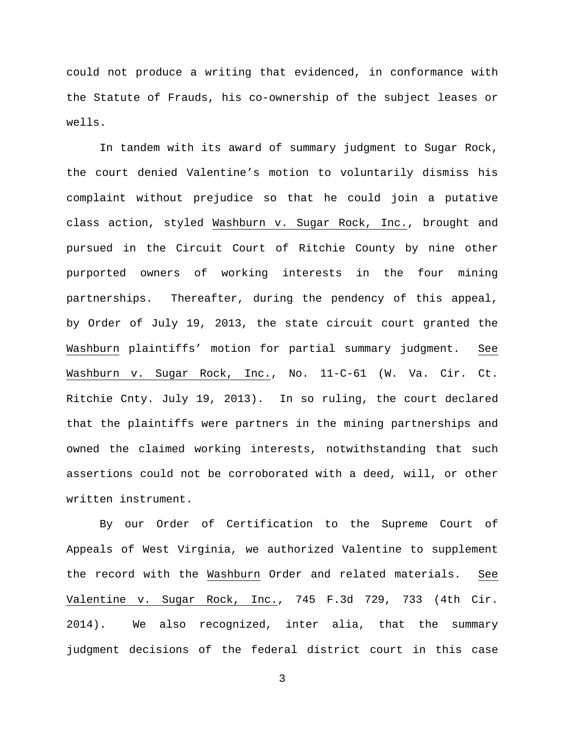could not produce a writing that evidenced, in conformance with the Statute of Frauds, his co-ownership of the subject leases or wells.

In tandem with its award of summary judgment to Sugar Rock, the court denied Valentine's motion to voluntarily dismiss his complaint without prejudice so that he could join a putative class action, styled Washburn v. Sugar Rock, Inc., brought and pursued in the Circuit Court of Ritchie County by nine other purported owners of working interests in the four mining partnerships. Thereafter, during the pendency of this appeal, by Order of July 19, 2013, the state circuit court granted the Washburn plaintiffs' motion for partial summary judgment. See Washburn v. Sugar Rock, Inc., No. 11-C-61 (W. Va. Cir. Ct. Ritchie Cnty. July 19, 2013). In so ruling, the court declared that the plaintiffs were partners in the mining partnerships and owned the claimed working interests, notwithstanding that such assertions could not be corroborated with a deed, will, or other written instrument.

By our Order of Certification to the Supreme Court of Appeals of West Virginia, we authorized Valentine to supplement the record with the Washburn Order and related materials. See Valentine v. Sugar Rock, Inc., 745 F.3d 729, 733 (4th Cir. 2014). We also recognized, inter alia, that the summary judgment decisions of the federal district court in this case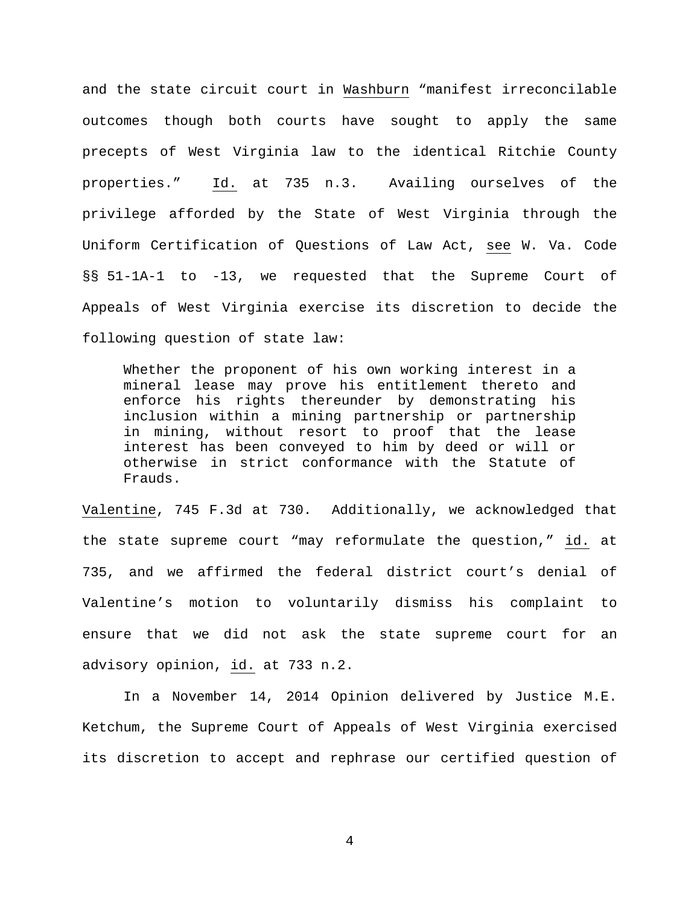and the state circuit court in Washburn "manifest irreconcilable outcomes though both courts have sought to apply the same precepts of West Virginia law to the identical Ritchie County properties." Id. at 735 n.3. Availing ourselves of the privilege afforded by the State of West Virginia through the Uniform Certification of Questions of Law Act, see W. Va. Code §§ 51-1A-1 to -13, we requested that the Supreme Court of Appeals of West Virginia exercise its discretion to decide the following question of state law:

> Whether the proponent of his own working interest in a mineral lease may prove his entitlement thereto and enforce his rights thereunder by demonstrating his inclusion within a mining partnership or partnership in mining, without resort to proof that the lease interest has been conveyed to him by deed or will or otherwise in strict conformance with the Statute of Frauds.

Valentine, 745 F.3d at 730. Additionally, we acknowledged that the state supreme court "may reformulate the question," id. at 735, and we affirmed the federal district court's denial of Valentine's motion to voluntarily dismiss his complaint to ensure that we did not ask the state supreme court for an advisory opinion, id. at 733 n.2.

In a November 14, 2014 Opinion delivered by Justice M.E. Ketchum, the Supreme Court of Appeals of West Virginia exercised its discretion to accept and rephrase our certified question of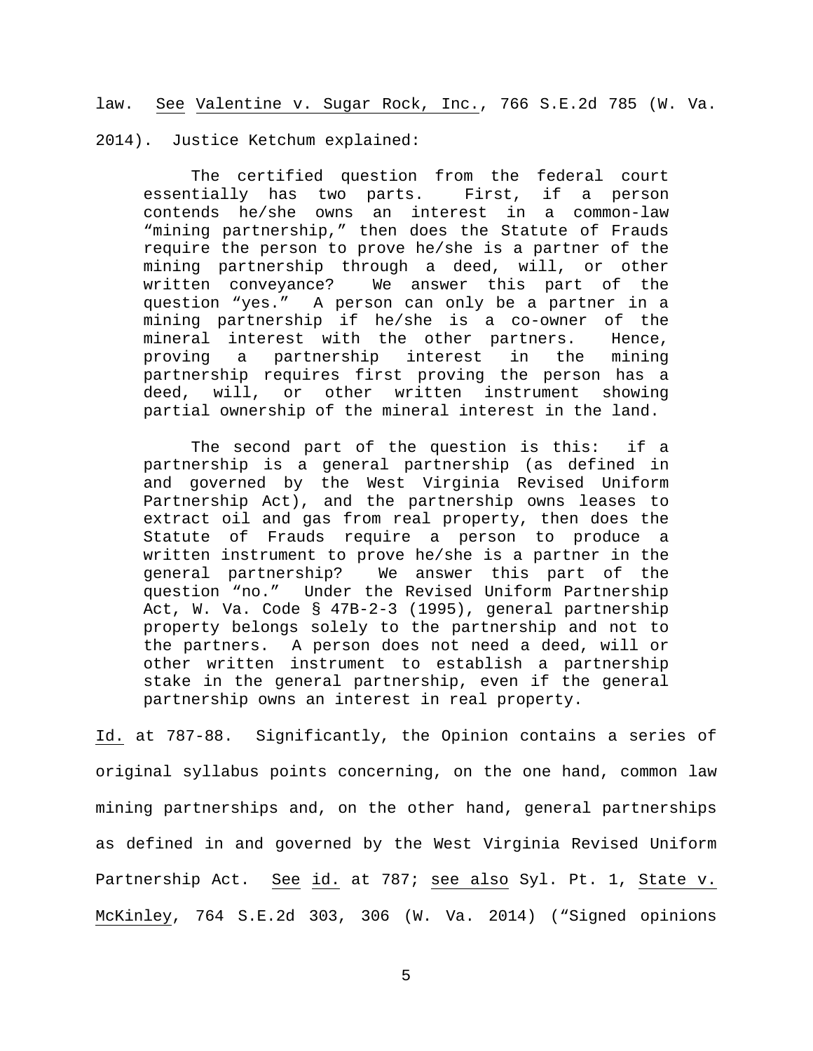law. See Valentine v. Sugar Rock, Inc., 766 S.E.2d 785 (W. Va. 2014). Justice Ketchum explained:

> The certified question from the federal court essentially has two parts. First, if a person contends he/she owns an interest in a common-law "mining partnership," then does the Statute of Frauds require the person to prove he/she is a partner of the mining partnership through a deed, will, or other written conveyance? We answer this part of the question "yes." A person can only be a partner in a mining partnership if he/she is a co-owner of the mineral interest with the other partners. Hence, proving a partnership interest in the mining partnership requires first proving the person has a deed, will, or other written instrument showing partial ownership of the mineral interest in the land.
>
> The second part of the question is this: if a partnership is a general partnership (as defined in and governed by the West Virginia Revised Uniform Partnership Act), and the partnership owns leases to extract oil and gas from real property, then does the Statute of Frauds require a person to produce a written instrument to prove he/she is a partner in the general partnership? We answer this part of the question "no." Under the Revised Uniform Partnership Act, W. Va. Code § 47B-2-3 (1995), general partnership property belongs solely to the partnership and not to the partners. A person does not need a deed, will or other written instrument to establish a partnership stake in the general partnership, even if the general partnership owns an interest in real property.

Id. at 787-88. Significantly, the Opinion contains a series of original syllabus points concerning, on the one hand, common law mining partnerships and, on the other hand, general partnerships as defined in and governed by the West Virginia Revised Uniform Partnership Act. See id. at 787; see also Syl. Pt. 1, State v. McKinley, 764 S.E.2d 303, 306 (W. Va. 2014) ("Signed opinions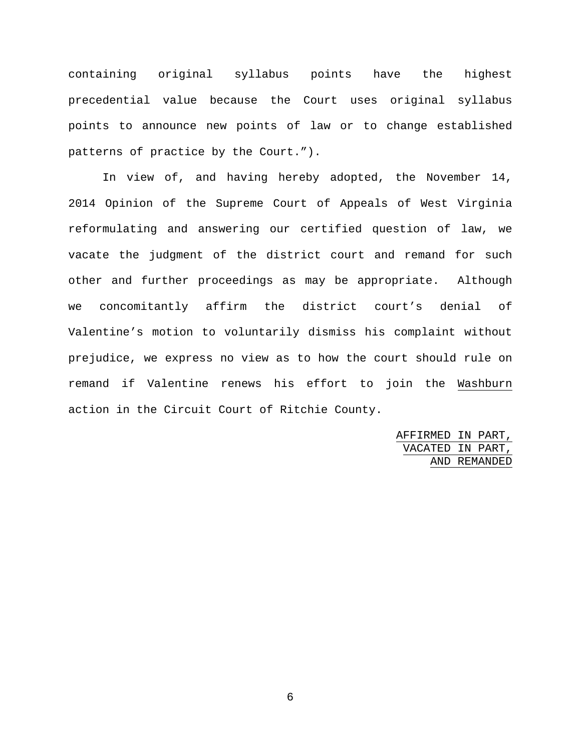containing original syllabus points have the highest precedential value because the Court uses original syllabus points to announce new points of law or to change established patterns of practice by the Court.”).

In view of, and having hereby adopted, the November 14, 2014 Opinion of the Supreme Court of Appeals of West Virginia reformulating and answering our certified question of law, we vacate the judgment of the district court and remand for such other and further proceedings as may be appropriate. Although we concomitantly affirm the district court’s denial of Valentine’s motion to voluntarily dismiss his complaint without prejudice, we express no view as to how the court should rule on remand if Valentine renews his effort to join the Washburn action in the Circuit Court of Ritchie County.

AFFIRMED IN PART,
VACATED IN PART,
AND REMANDED